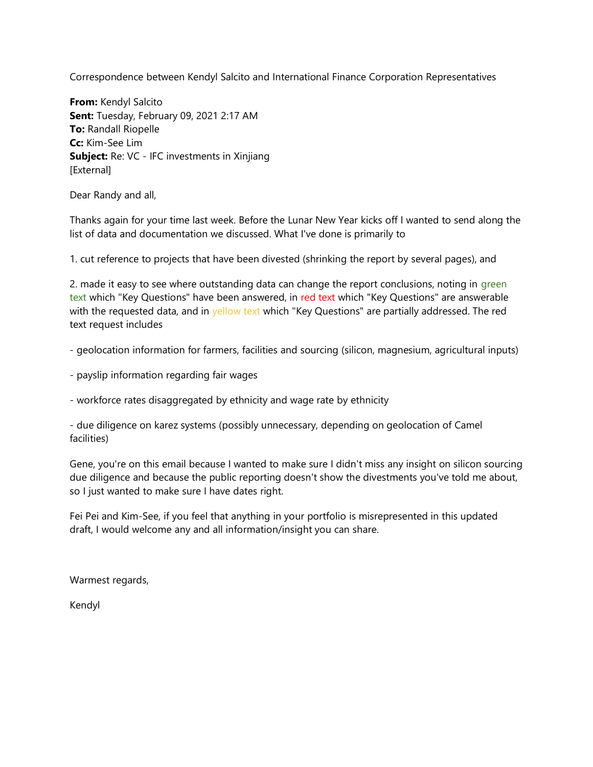Correspondence between Kendyl Salcito and International Finance Corporation Representatives

**From:** Kendyl Salcito
**Sent:** Tuesday, February 09, 2021 2:17 AM
**To:** Randall Riopelle
**Cc:** Kim-See Lim
**Subject:** Re: VC - IFC investments in Xinjiang
[External]

Dear Randy and all,

Thanks again for your time last week. Before the Lunar New Year kicks off I wanted to send along the list of data and documentation we discussed. What I've done is primarily to

1. cut reference to projects that have been divested (shrinking the report by several pages), and

2. made it easy to see where outstanding data can change the report conclusions, noting in green text which "Key Questions" have been answered, in red text which "Key Questions" are answerable with the requested data, and in yellow text which "Key Questions" are partially addressed. The red text request includes

- geolocation information for farmers, facilities and sourcing (silicon, magnesium, agricultural inputs)

- payslip information regarding fair wages

- workforce rates disaggregated by ethnicity and wage rate by ethnicity

- due diligence on karez systems (possibly unnecessary, depending on geolocation of Camel facilities)

Gene, you're on this email because I wanted to make sure I didn't miss any insight on silicon sourcing due diligence and because the public reporting doesn't show the divestments you've told me about, so I just wanted to make sure I have dates right.

Fei Pei and Kim-See, if you feel that anything in your portfolio is misrepresented in this updated draft, I would welcome any and all information/insight you can share.

Warmest regards,

Kendyl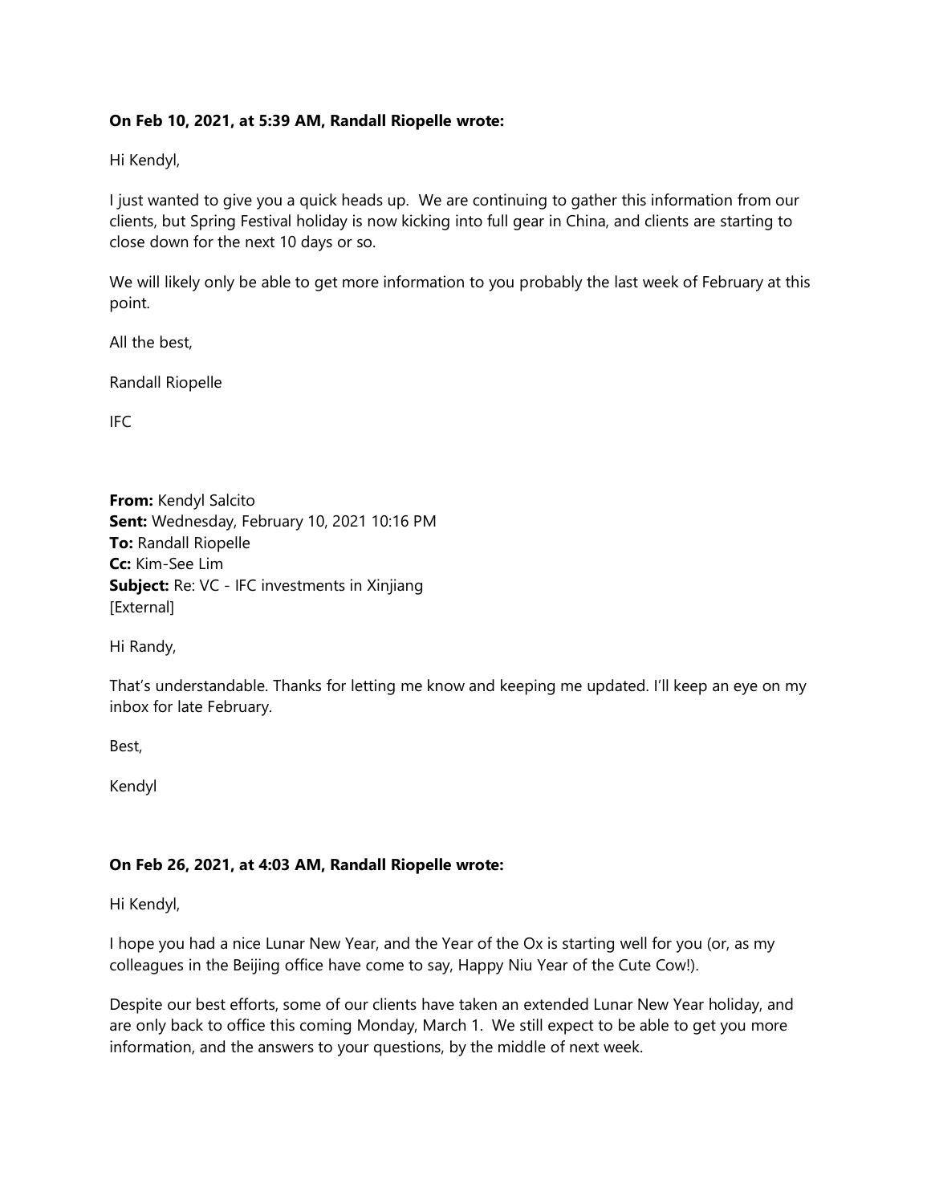**On Feb 10, 2021, at 5:39 AM, Randall Riopelle wrote:**

Hi Kendyl,

I just wanted to give you a quick heads up. We are continuing to gather this information from our clients, but Spring Festival holiday is now kicking into full gear in China, and clients are starting to close down for the next 10 days or so.

We will likely only be able to get more information to you probably the last week of February at this point.

All the best,

Randall Riopelle

IFC

**From:** Kendyl Salcito
**Sent:** Wednesday, February 10, 2021 10:16 PM
**To:** Randall Riopelle
**Cc:** Kim-See Lim
**Subject:** Re: VC - IFC investments in Xinjiang
[External]

Hi Randy,

That's understandable. Thanks for letting me know and keeping me updated. I'll keep an eye on my inbox for late February.

Best,

Kendyl

**On Feb 26, 2021, at 4:03 AM, Randall Riopelle wrote:**

Hi Kendyl,

I hope you had a nice Lunar New Year, and the Year of the Ox is starting well for you (or, as my colleagues in the Beijing office have come to say, Happy Niu Year of the Cute Cow!).

Despite our best efforts, some of our clients have taken an extended Lunar New Year holiday, and are only back to office this coming Monday, March 1. We still expect to be able to get you more information, and the answers to your questions, by the middle of next week.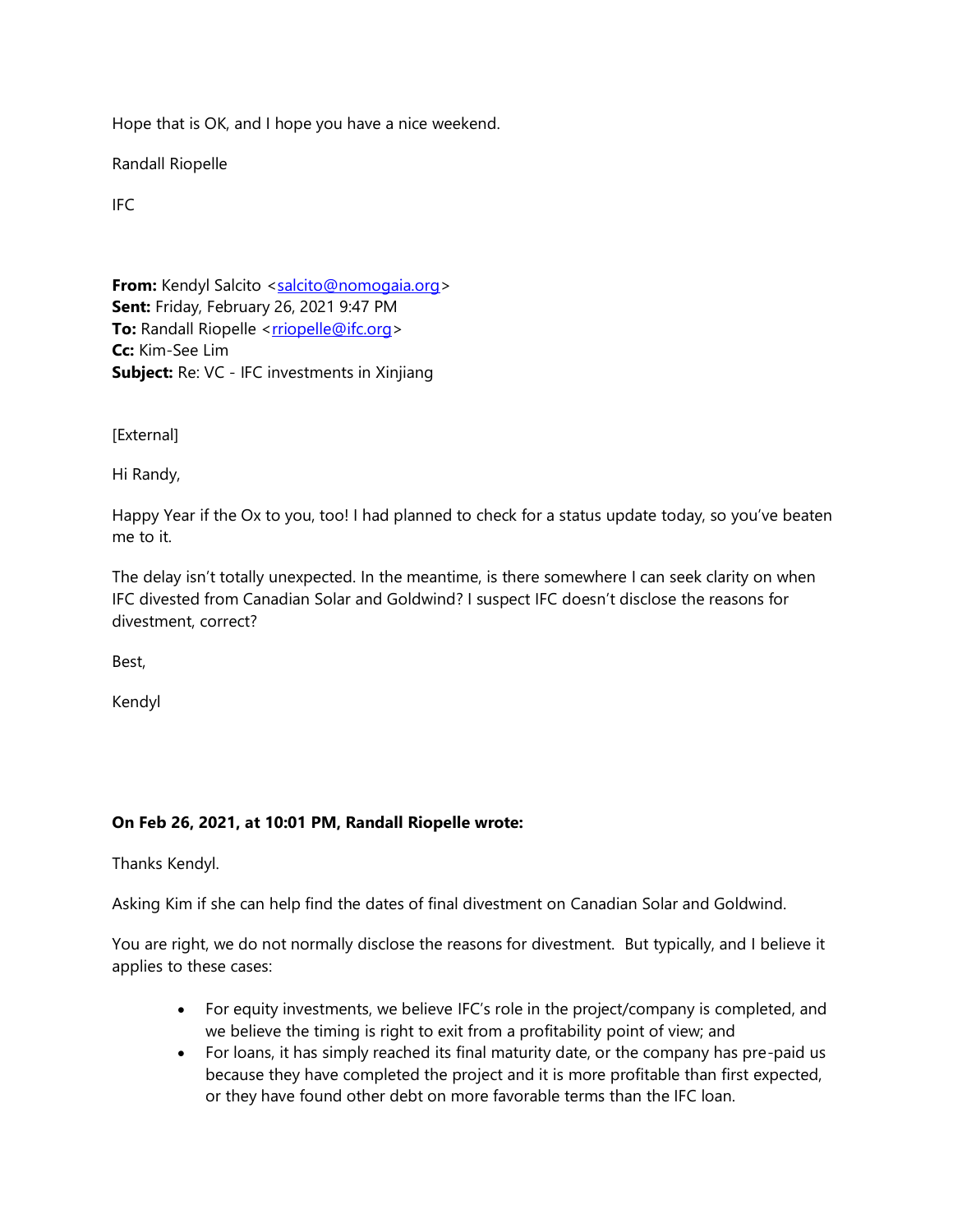Hope that is OK, and I hope you have a nice weekend.

Randall Riopelle

IFC

**From:** Kendyl Salcito <salcito@nomogaia.org>
**Sent:** Friday, February 26, 2021 9:47 PM
**To:** Randall Riopelle <rriopelle@ifc.org>
**Cc:** Kim-See Lim
**Subject:** Re: VC - IFC investments in Xinjiang

[External]

Hi Randy,

Happy Year if the Ox to you, too! I had planned to check for a status update today, so you've beaten me to it.

The delay isn't totally unexpected. In the meantime, is there somewhere I can seek clarity on when IFC divested from Canadian Solar and Goldwind? I suspect IFC doesn't disclose the reasons for divestment, correct?

Best,

Kendyl

**On Feb 26, 2021, at 10:01 PM, Randall Riopelle wrote:**

Thanks Kendyl.

Asking Kim if she can help find the dates of final divestment on Canadian Solar and Goldwind.

You are right, we do not normally disclose the reasons for divestment. But typically, and I believe it applies to these cases:

- For equity investments, we believe IFC's role in the project/company is completed, and we believe the timing is right to exit from a profitability point of view; and
- For loans, it has simply reached its final maturity date, or the company has pre-paid us because they have completed the project and it is more profitable than first expected, or they have found other debt on more favorable terms than the IFC loan.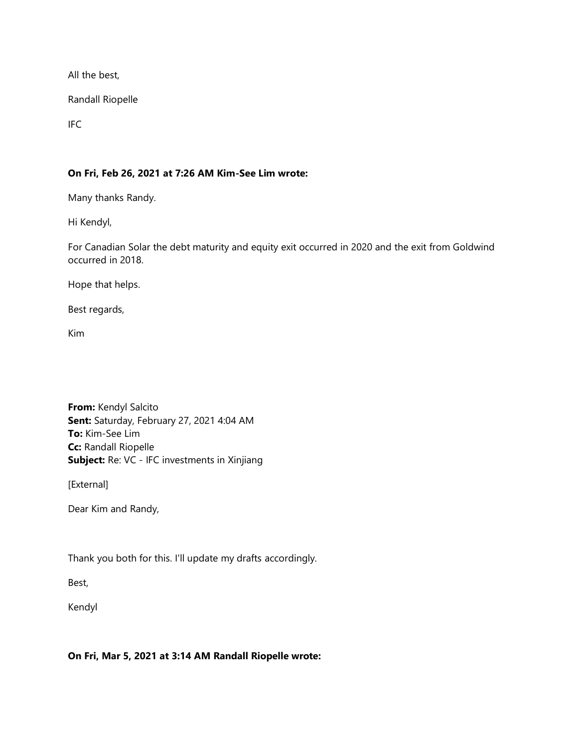All the best,

Randall Riopelle

IFC

**On Fri, Feb 26, 2021 at 7:26 AM Kim-See Lim wrote:**

Many thanks Randy.

Hi Kendyl,

For Canadian Solar the debt maturity and equity exit occurred in 2020 and the exit from Goldwind occurred in 2018.

Hope that helps.

Best regards,

Kim

**From:** Kendyl Salcito
**Sent:** Saturday, February 27, 2021 4:04 AM
**To:** Kim-See Lim
**Cc:** Randall Riopelle
**Subject:** Re: VC - IFC investments in Xinjiang

[External]

Dear Kim and Randy,

Thank you both for this. I'll update my drafts accordingly.

Best,

Kendyl

**On Fri, Mar 5, 2021 at 3:14 AM Randall Riopelle wrote:**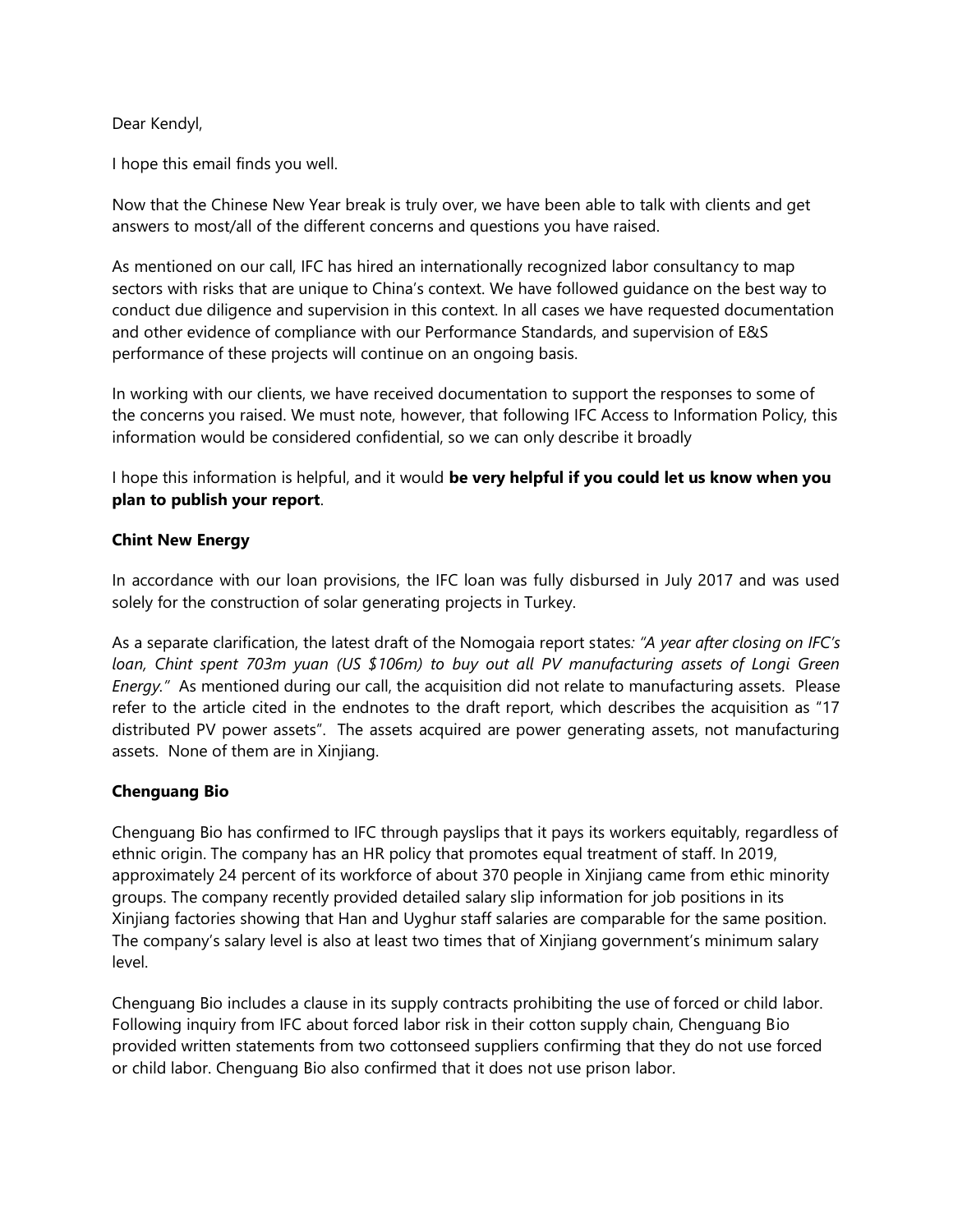Dear Kendyl,

I hope this email finds you well.

Now that the Chinese New Year break is truly over, we have been able to talk with clients and get answers to most/all of the different concerns and questions you have raised.

As mentioned on our call, IFC has hired an internationally recognized labor consultancy to map sectors with risks that are unique to China's context. We have followed guidance on the best way to conduct due diligence and supervision in this context. In all cases we have requested documentation and other evidence of compliance with our Performance Standards, and supervision of E&S performance of these projects will continue on an ongoing basis.

In working with our clients, we have received documentation to support the responses to some of the concerns you raised. We must note, however, that following IFC Access to Information Policy, this information would be considered confidential, so we can only describe it broadly

I hope this information is helpful, and it would **be very helpful if you could let us know when you plan to publish your report**.

**Chint New Energy**

In accordance with our loan provisions, the IFC loan was fully disbursed in July 2017 and was used solely for the construction of solar generating projects in Turkey.

As a separate clarification, the latest draft of the Nomogaia report states*: "A year after closing on IFC's loan, Chint spent 703m yuan (US $106m) to buy out all PV manufacturing assets of Longi Green Energy."* As mentioned during our call, the acquisition did not relate to manufacturing assets. Please refer to the article cited in the endnotes to the draft report, which describes the acquisition as "17 distributed PV power assets". The assets acquired are power generating assets, not manufacturing assets. None of them are in Xinjiang.

**Chenguang Bio**

Chenguang Bio has confirmed to IFC through payslips that it pays its workers equitably, regardless of ethnic origin. The company has an HR policy that promotes equal treatment of staff. In 2019, approximately 24 percent of its workforce of about 370 people in Xinjiang came from ethic minority groups. The company recently provided detailed salary slip information for job positions in its Xinjiang factories showing that Han and Uyghur staff salaries are comparable for the same position. The company's salary level is also at least two times that of Xinjiang government's minimum salary level.

Chenguang Bio includes a clause in its supply contracts prohibiting the use of forced or child labor. Following inquiry from IFC about forced labor risk in their cotton supply chain, Chenguang Bio provided written statements from two cottonseed suppliers confirming that they do not use forced or child labor. Chenguang Bio also confirmed that it does not use prison labor.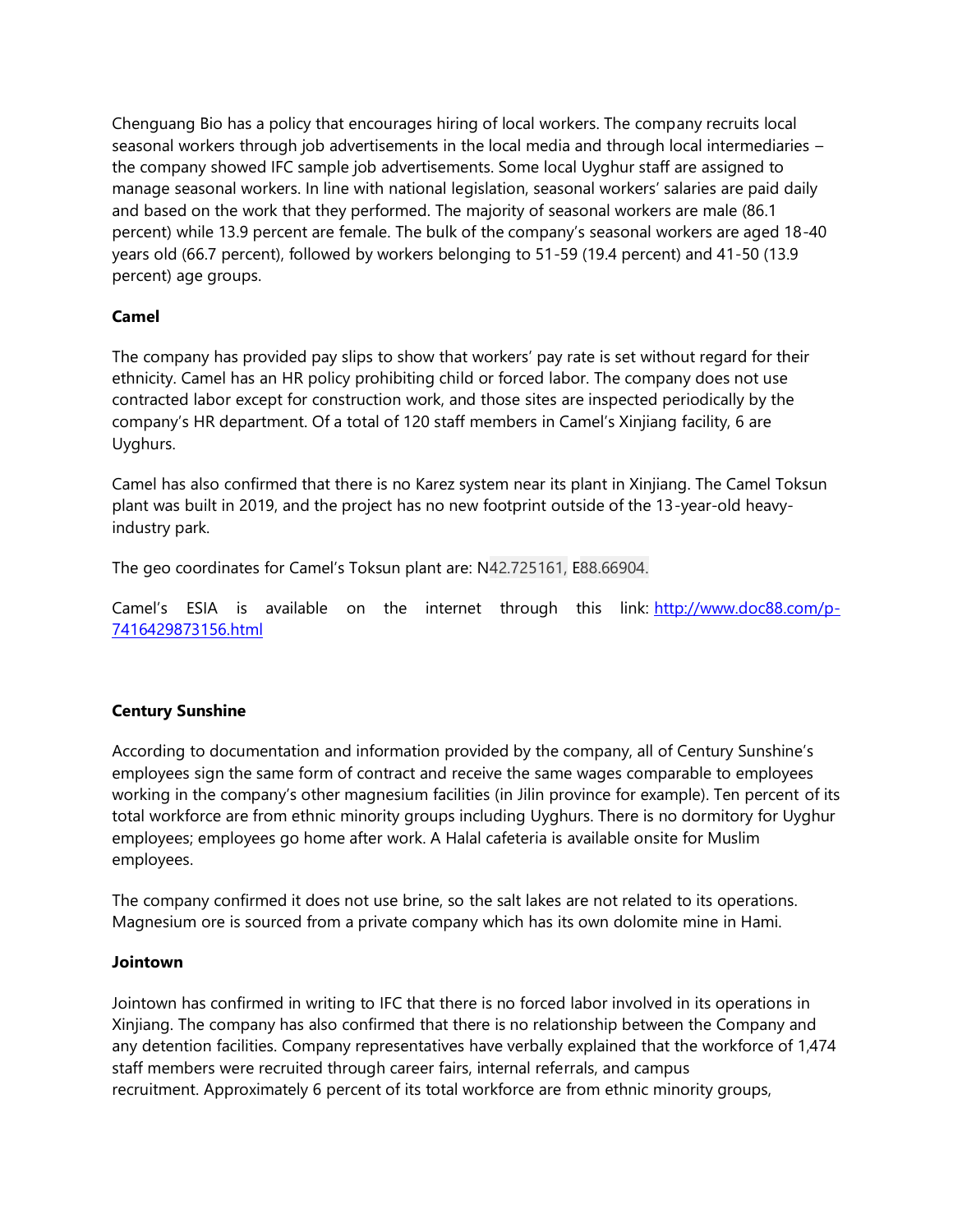Chenguang Bio has a policy that encourages hiring of local workers. The company recruits local seasonal workers through job advertisements in the local media and through local intermediaries – the company showed IFC sample job advertisements. Some local Uyghur staff are assigned to manage seasonal workers. In line with national legislation, seasonal workers' salaries are paid daily and based on the work that they performed. The majority of seasonal workers are male (86.1 percent) while 13.9 percent are female. The bulk of the company's seasonal workers are aged 18-40 years old (66.7 percent), followed by workers belonging to 51-59 (19.4 percent) and 41-50 (13.9 percent) age groups.

**Camel**

The company has provided pay slips to show that workers' pay rate is set without regard for their ethnicity. Camel has an HR policy prohibiting child or forced labor. The company does not use contracted labor except for construction work, and those sites are inspected periodically by the company's HR department. Of a total of 120 staff members in Camel's Xinjiang facility, 6 are Uyghurs.

Camel has also confirmed that there is no Karez system near its plant in Xinjiang. The Camel Toksun plant was built in 2019, and the project has no new footprint outside of the 13-year-old heavy-industry park.

The geo coordinates for Camel's Toksun plant are: N42.725161, E88.66904.

Camel's ESIA is available on the internet through this link: [http://www.doc88.com/p-7416429873156.html](http://www.doc88.com/p-7416429873156.html)

**Century Sunshine**

According to documentation and information provided by the company, all of Century Sunshine's employees sign the same form of contract and receive the same wages comparable to employees working in the company's other magnesium facilities (in Jilin province for example). Ten percent of its total workforce are from ethnic minority groups including Uyghurs. There is no dormitory for Uyghur employees; employees go home after work. A Halal cafeteria is available onsite for Muslim employees.

The company confirmed it does not use brine, so the salt lakes are not related to its operations. Magnesium ore is sourced from a private company which has its own dolomite mine in Hami.

**Jointown**

Jointown has confirmed in writing to IFC that there is no forced labor involved in its operations in Xinjiang. The company has also confirmed that there is no relationship between the Company and any detention facilities. Company representatives have verbally explained that the workforce of 1,474 staff members were recruited through career fairs, internal referrals, and campus recruitment. Approximately 6 percent of its total workforce are from ethnic minority groups,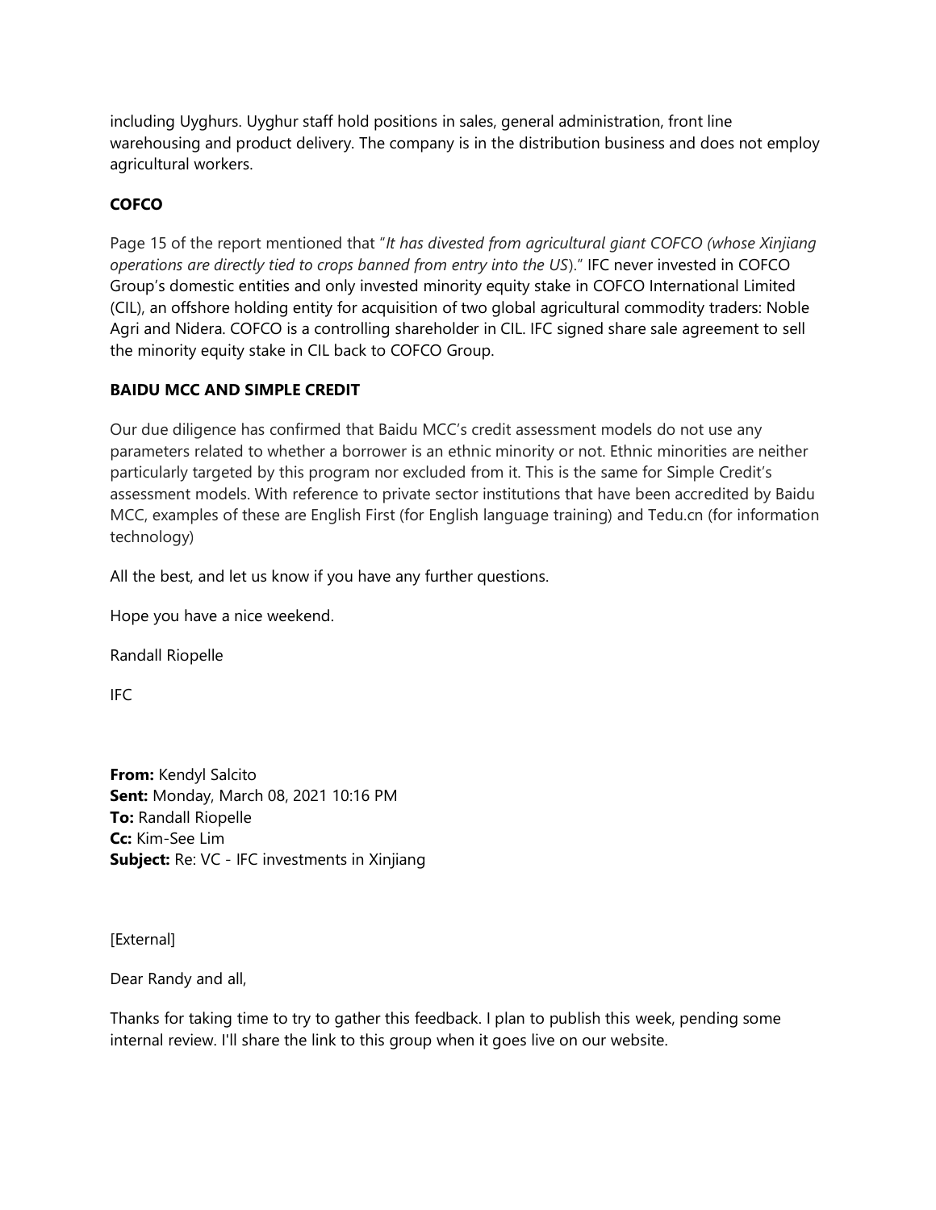including Uyghurs. Uyghur staff hold positions in sales, general administration, front line warehousing and product delivery. The company is in the distribution business and does not employ agricultural workers.

**COFCO**

Page 15 of the report mentioned that "*It has divested from agricultural giant COFCO (whose Xinjiang operations are directly tied to crops banned from entry into the US*)." IFC never invested in COFCO Group's domestic entities and only invested minority equity stake in COFCO International Limited (CIL), an offshore holding entity for acquisition of two global agricultural commodity traders: Noble Agri and Nidera. COFCO is a controlling shareholder in CIL. IFC signed share sale agreement to sell the minority equity stake in CIL back to COFCO Group.

**BAIDU MCC AND SIMPLE CREDIT**

Our due diligence has confirmed that Baidu MCC's credit assessment models do not use any parameters related to whether a borrower is an ethnic minority or not. Ethnic minorities are neither particularly targeted by this program nor excluded from it. This is the same for Simple Credit's assessment models. With reference to private sector institutions that have been accredited by Baidu MCC, examples of these are English First (for English language training) and Tedu.cn (for information technology)

All the best, and let us know if you have any further questions.

Hope you have a nice weekend.

Randall Riopelle

IFC

**From:** Kendyl Salcito
**Sent:** Monday, March 08, 2021 10:16 PM
**To:** Randall Riopelle
**Cc:** Kim-See Lim
**Subject:** Re: VC - IFC investments in Xinjiang

[External]

Dear Randy and all,

Thanks for taking time to try to gather this feedback. I plan to publish this week, pending some internal review. I'll share the link to this group when it goes live on our website.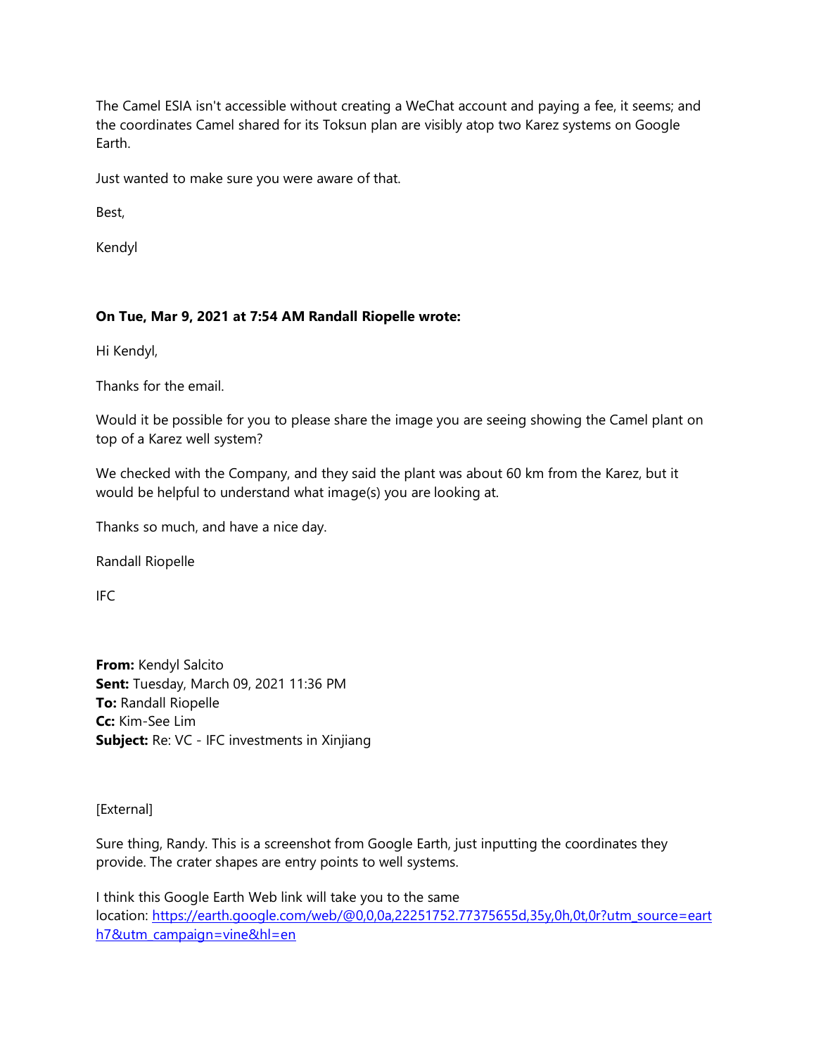The Camel ESIA isn't accessible without creating a WeChat account and paying a fee, it seems; and the coordinates Camel shared for its Toksun plan are visibly atop two Karez systems on Google Earth.

Just wanted to make sure you were aware of that.

Best,

Kendyl

**On Tue, Mar 9, 2021 at 7:54 AM Randall Riopelle wrote:**

Hi Kendyl,

Thanks for the email.

Would it be possible for you to please share the image you are seeing showing the Camel plant on top of a Karez well system?

We checked with the Company, and they said the plant was about 60 km from the Karez, but it would be helpful to understand what image(s) you are looking at.

Thanks so much, and have a nice day.

Randall Riopelle

IFC

**From:** Kendyl Salcito
**Sent:** Tuesday, March 09, 2021 11:36 PM
**To:** Randall Riopelle
**Cc:** Kim-See Lim
**Subject:** Re: VC - IFC investments in Xinjiang

[External]

Sure thing, Randy. This is a screenshot from Google Earth, just inputting the coordinates they provide. The crater shapes are entry points to well systems.

I think this Google Earth Web link will take you to the same location: [https://earth.google.com/web/@0,0,0a,22251752.77375655d,35y,0h,0t,0r?utm_source=earth7&utm_campaign=vine&hl=en](https://earth.google.com/web/@0,0,0a,22251752.77375655d,35y,0h,0t,0r?utm_source=earth7&utm_campaign=vine&hl=en)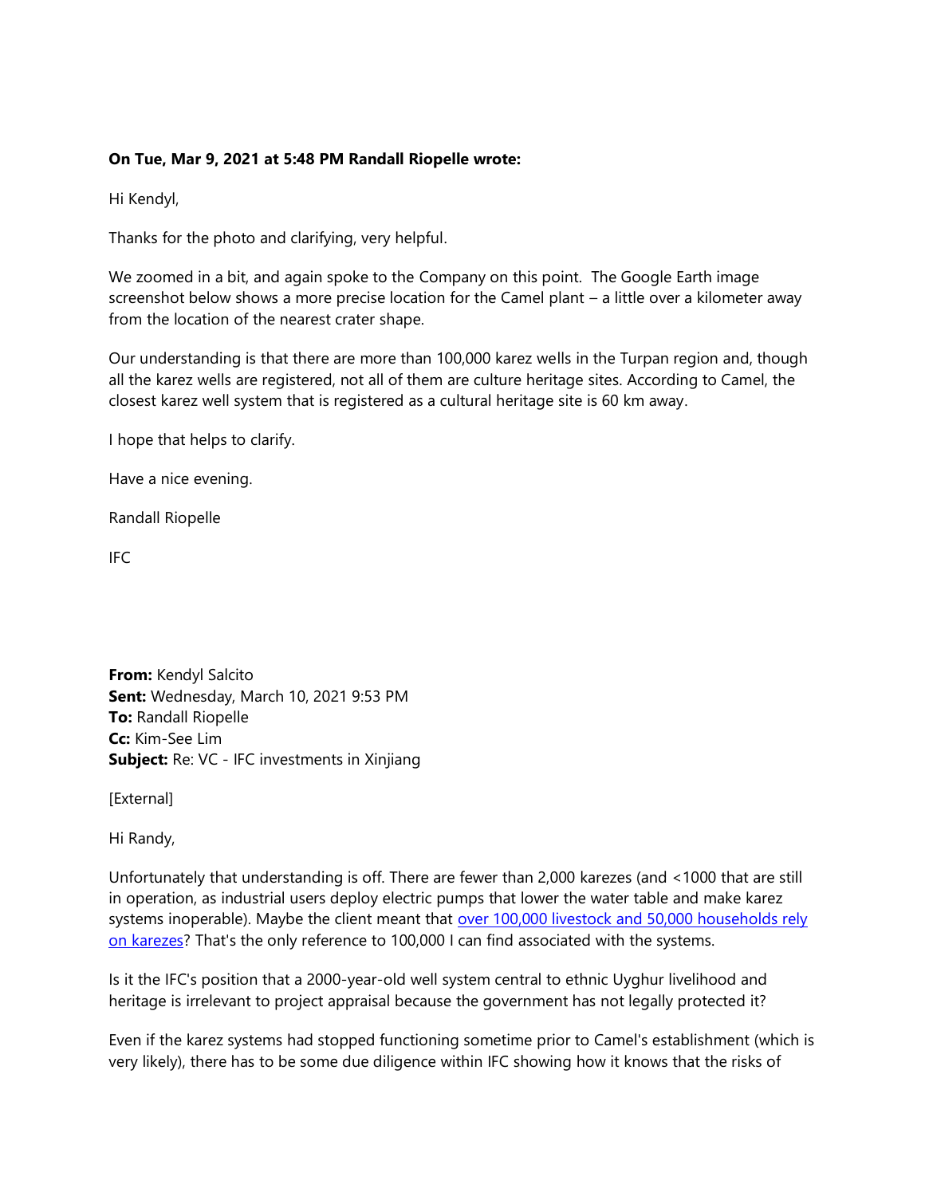**On Tue, Mar 9, 2021 at 5:48 PM Randall Riopelle wrote:**

Hi Kendyl,

Thanks for the photo and clarifying, very helpful.

We zoomed in a bit, and again spoke to the Company on this point. The Google Earth image screenshot below shows a more precise location for the Camel plant – a little over a kilometer away from the location of the nearest crater shape.

Our understanding is that there are more than 100,000 karez wells in the Turpan region and, though all the karez wells are registered, not all of them are culture heritage sites. According to Camel, the closest karez well system that is registered as a cultural heritage site is 60 km away.

I hope that helps to clarify.

Have a nice evening.

Randall Riopelle

IFC

**From:** Kendyl Salcito
**Sent:** Wednesday, March 10, 2021 9:53 PM
**To:** Randall Riopelle
**Cc:** Kim-See Lim
**Subject:** Re: VC - IFC investments in Xinjiang

[External]

Hi Randy,

Unfortunately that understanding is off. There are fewer than 2,000 karezes (and <1000 that are still in operation, as industrial users deploy electric pumps that lower the water table and make karez systems inoperable). Maybe the client meant that over 100,000 livestock and 50,000 households rely on karezes? That's the only reference to 100,000 I can find associated with the systems.

Is it the IFC's position that a 2000-year-old well system central to ethnic Uyghur livelihood and heritage is irrelevant to project appraisal because the government has not legally protected it?

Even if the karez systems had stopped functioning sometime prior to Camel's establishment (which is very likely), there has to be some due diligence within IFC showing how it knows that the risks of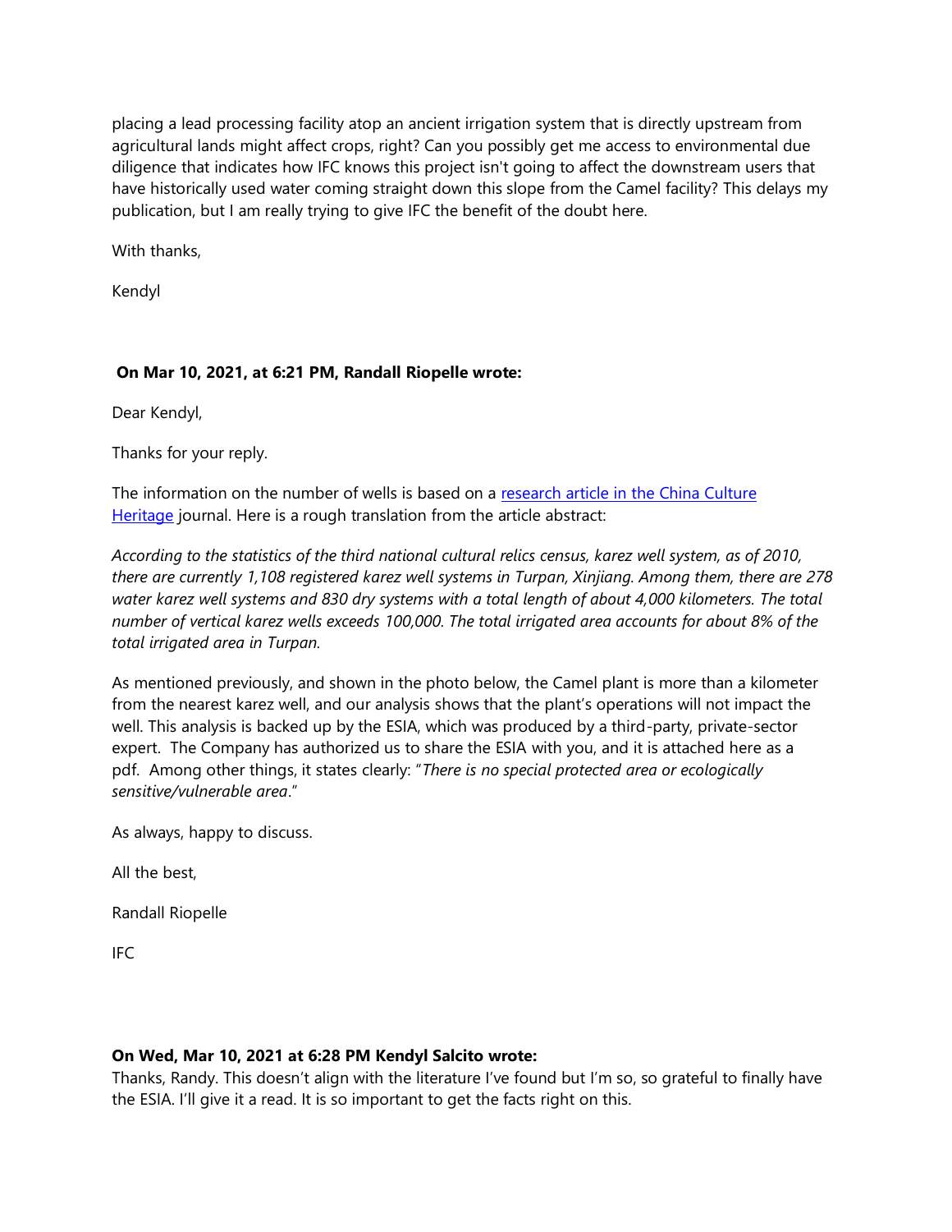placing a lead processing facility atop an ancient irrigation system that is directly upstream from agricultural lands might affect crops, right? Can you possibly get me access to environmental due diligence that indicates how IFC knows this project isn't going to affect the downstream users that have historically used water coming straight down this slope from the Camel facility? This delays my publication, but I am really trying to give IFC the benefit of the doubt here.

With thanks,

Kendyl

**On Mar 10, 2021, at 6:21 PM, Randall Riopelle wrote:**

Dear Kendyl,

Thanks for your reply.

The information on the number of wells is based on a research article in the China Culture Heritage journal. Here is a rough translation from the article abstract:

*According to the statistics of the third national cultural relics census, karez well system, as of 2010, there are currently 1,108 registered karez well systems in Turpan, Xinjiang. Among them, there are 278 water karez well systems and 830 dry systems with a total length of about 4,000 kilometers. The total number of vertical karez wells exceeds 100,000. The total irrigated area accounts for about 8% of the total irrigated area in Turpan.*

As mentioned previously, and shown in the photo below, the Camel plant is more than a kilometer from the nearest karez well, and our analysis shows that the plant's operations will not impact the well. This analysis is backed up by the ESIA, which was produced by a third-party, private-sector expert. The Company has authorized us to share the ESIA with you, and it is attached here as a pdf. Among other things, it states clearly: "*There is no special protected area or ecologically sensitive/vulnerable area*."

As always, happy to discuss.

All the best,

Randall Riopelle

IFC

**On Wed, Mar 10, 2021 at 6:28 PM Kendyl Salcito wrote:**

Thanks, Randy. This doesn't align with the literature I've found but I'm so, so grateful to finally have the ESIA. I'll give it a read. It is so important to get the facts right on this.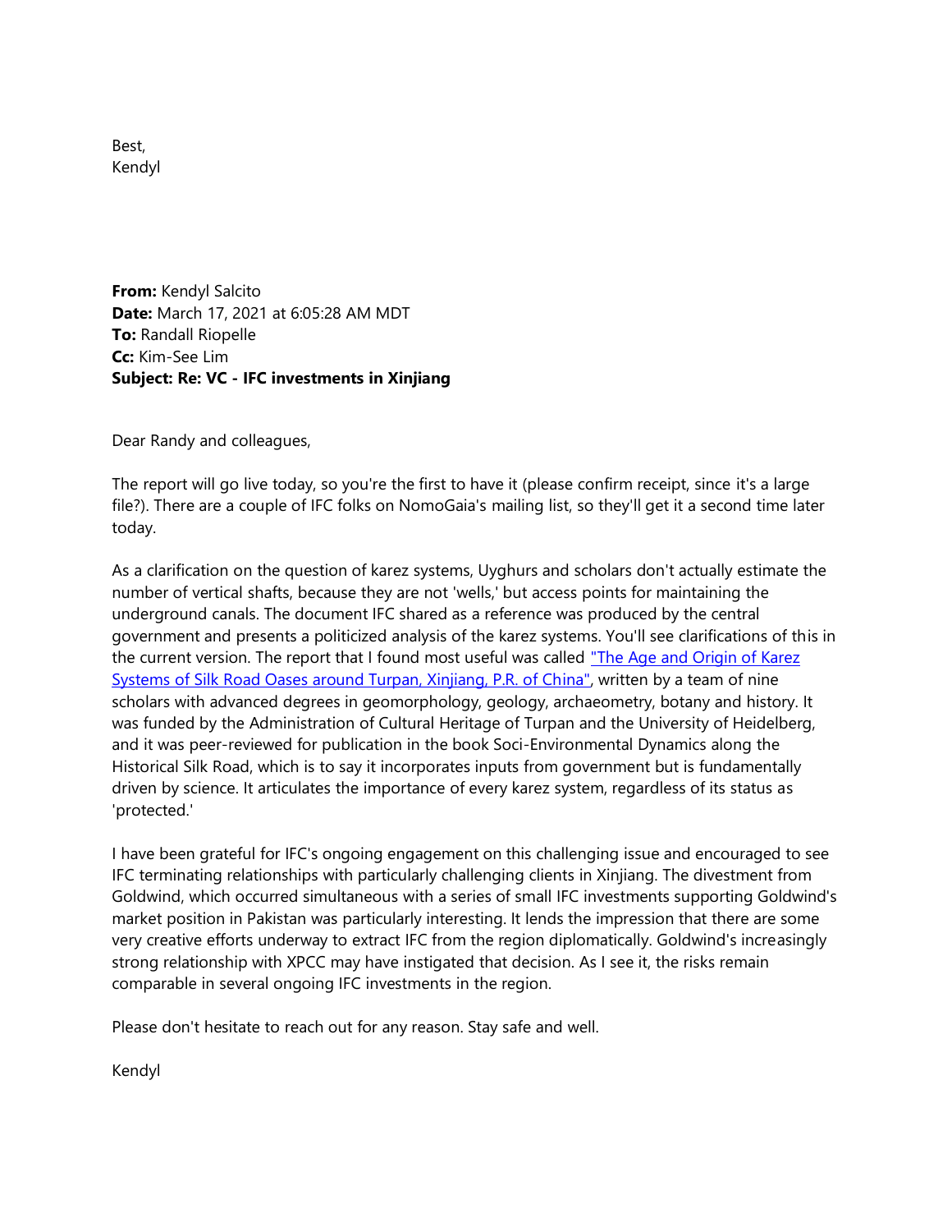Best,
Kendyl

**From:** Kendyl Salcito
**Date:** March 17, 2021 at 6:05:28 AM MDT
**To:** Randall Riopelle
**Cc:** Kim-See Lim
**Subject: Re: VC - IFC investments in Xinjiang**

Dear Randy and colleagues,

The report will go live today, so you're the first to have it (please confirm receipt, since it's a large file?). There are a couple of IFC folks on NomoGaia's mailing list, so they'll get it a second time later today.

As a clarification on the question of karez systems, Uyghurs and scholars don't actually estimate the number of vertical shafts, because they are not 'wells,' but access points for maintaining the underground canals. The document IFC shared as a reference was produced by the central government and presents a politicized analysis of the karez systems. You'll see clarifications of this in the current version. The report that I found most useful was called "The Age and Origin of Karez Systems of Silk Road Oases around Turpan, Xinjiang, P.R. of China", written by a team of nine scholars with advanced degrees in geomorphology, geology, archaeometry, botany and history. It was funded by the Administration of Cultural Heritage of Turpan and the University of Heidelberg, and it was peer-reviewed for publication in the book Soci-Environmental Dynamics along the Historical Silk Road, which is to say it incorporates inputs from government but is fundamentally driven by science. It articulates the importance of every karez system, regardless of its status as 'protected.'

I have been grateful for IFC's ongoing engagement on this challenging issue and encouraged to see IFC terminating relationships with particularly challenging clients in Xinjiang. The divestment from Goldwind, which occurred simultaneous with a series of small IFC investments supporting Goldwind's market position in Pakistan was particularly interesting. It lends the impression that there are some very creative efforts underway to extract IFC from the region diplomatically. Goldwind's increasingly strong relationship with XPCC may have instigated that decision. As I see it, the risks remain comparable in several ongoing IFC investments in the region.

Please don't hesitate to reach out for any reason. Stay safe and well.

Kendyl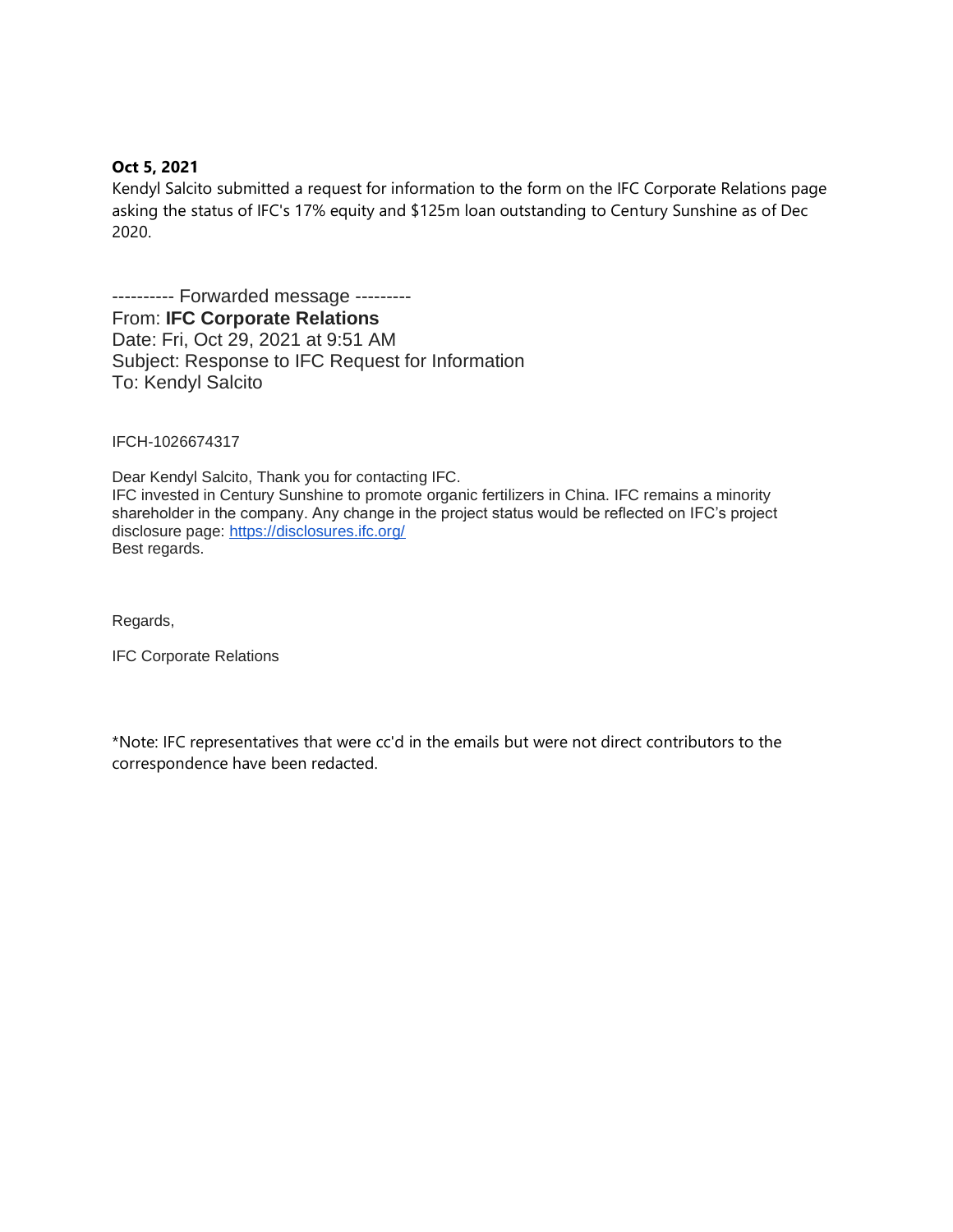**Oct 5, 2021**

Kendyl Salcito submitted a request for information to the form on the IFC Corporate Relations page asking the status of IFC's 17% equity and $125m loan outstanding to Century Sunshine as of Dec 2020.

---------- Forwarded message ---------
From: **IFC Corporate Relations**
Date: Fri, Oct 29, 2021 at 9:51 AM
Subject: Response to IFC Request for Information
To: Kendyl Salcito

IFCH-1026674317

Dear Kendyl Salcito, Thank you for contacting IFC.
IFC invested in Century Sunshine to promote organic fertilizers in China. IFC remains a minority shareholder in the company. Any change in the project status would be reflected on IFC's project disclosure page: [https://disclosures.ifc.org/](https://disclosures.ifc.org/)
Best regards.

Regards,

IFC Corporate Relations

*Note: IFC representatives that were cc'd in the emails but were not direct contributors to the correspondence have been redacted.